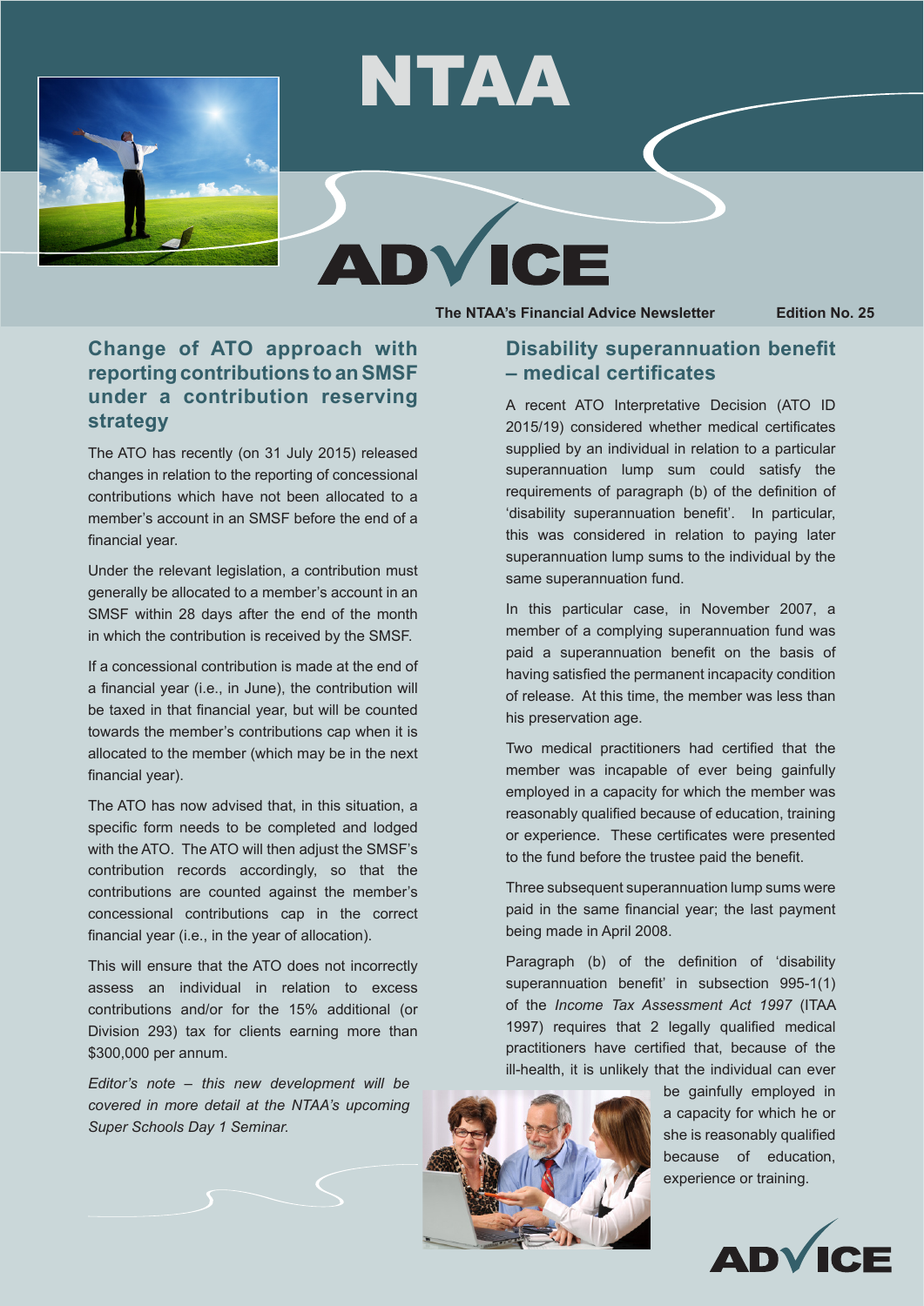# NTAA ADVICE

The NTAA's Financial Advice Newsletter

Edition No. 25

## Change of ATO approach with reporting contributions to an SMSF under a contribution reserving strategy

The ATO has recently (on 31 July 2015) released changes in relation to the reporting of concessional contributions which have not been allocated to a member's account in an SMSF before the end of a financial year.

Under the relevant legislation, a contribution must generally be allocated to a member's account in an SMSF within 28 days after the end of the month in which the contribution is received by the SMSF.

If a concessional contribution is made at the end of a financial year (i.e., in June), the contribution will be taxed in that financial year, but will be counted towards the member's contributions cap when it is allocated to the member (which may be in the next financial year).

The ATO has now advised that, in this situation, a specific form needs to be completed and lodged with the ATO. The ATO will then adjust the SMSF's contribution records accordingly, so that the contributions are counted against the member's concessional contributions cap in the correct financial year (i.e., in the year of allocation).

This will ensure that the ATO does not incorrectly assess an individual in relation to excess contributions and/or for the 15% additional (or Division 293) tax for clients earning more than $300,000 per annum.

*Editor's note – this new development will be covered in more detail at the NTAA's upcoming Super Schools Day 1 Seminar.*

## Disability superannuation benefit – medical certificates

A recent ATO Interpretative Decision (ATO ID 2015/19) considered whether medical certificates supplied by an individual in relation to a particular superannuation lump sum could satisfy the requirements of paragraph (b) of the definition of 'disability superannuation benefit'. In particular, this was considered in relation to paying later superannuation lump sums to the individual by the same superannuation fund.

In this particular case, in November 2007, a member of a complying superannuation fund was paid a superannuation benefit on the basis of having satisfied the permanent incapacity condition of release. At this time, the member was less than his preservation age.

Two medical practitioners had certified that the member was incapable of ever being gainfully employed in a capacity for which the member was reasonably qualified because of education, training or experience. These certificates were presented to the fund before the trustee paid the benefit.

Three subsequent superannuation lump sums were paid in the same financial year; the last payment being made in April 2008.

Paragraph (b) of the definition of 'disability superannuation benefit' in subsection 995-1(1) of the *Income Tax Assessment Act 1997* (ITAA 1997) requires that 2 legally qualified medical practitioners have certified that, because of the ill-health, it is unlikely that the individual can ever be gainfully employed in a capacity for which he or she is reasonably qualified because of education, experience or training.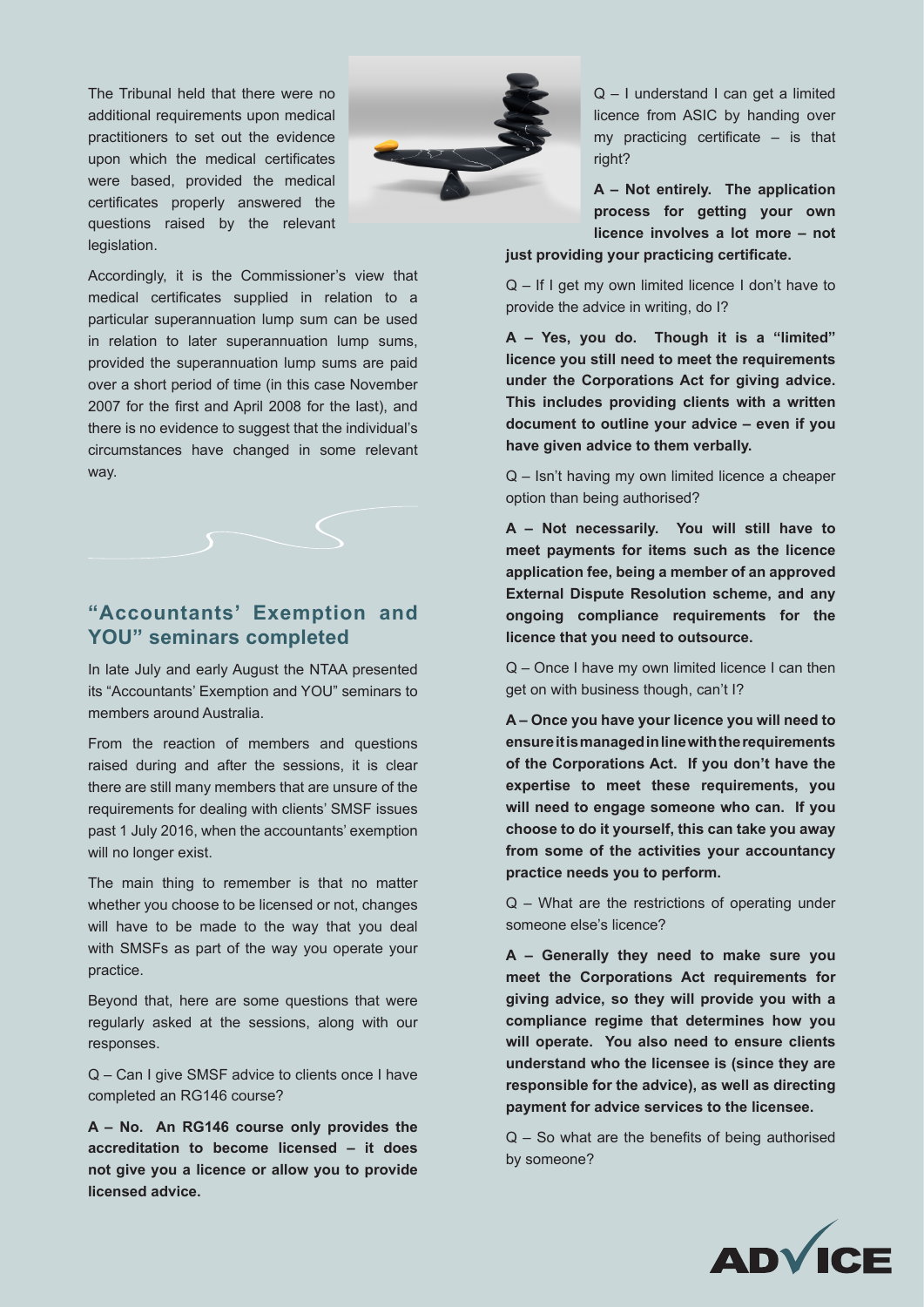The Tribunal held that there were no additional requirements upon medical practitioners to set out the evidence upon which the medical certificates were based, provided the medical certificates properly answered the questions raised by the relevant legislation.

Accordingly, it is the Commissioner's view that medical certificates supplied in relation to a particular superannuation lump sum can be used in relation to later superannuation lump sums, provided the superannuation lump sums are paid over a short period of time (in this case November 2007 for the first and April 2008 for the last), and there is no evidence to suggest that the individual's circumstances have changed in some relevant way.

## "Accountants' Exemption and YOU" seminars completed

In late July and early August the NTAA presented its "Accountants' Exemption and YOU" seminars to members around Australia.

From the reaction of members and questions raised during and after the sessions, it is clear there are still many members that are unsure of the requirements for dealing with clients' SMSF issues past 1 July 2016, when the accountants' exemption will no longer exist.

The main thing to remember is that no matter whether you choose to be licensed or not, changes will have to be made to the way that you deal with SMSFs as part of the way you operate your practice.

Beyond that, here are some questions that were regularly asked at the sessions, along with our responses.

Q – Can I give SMSF advice to clients once I have completed an RG146 course?

**A – No. An RG146 course only provides the accreditation to become licensed – it does not give you a licence or allow you to provide licensed advice.**

Q – I understand I can get a limited licence from ASIC by handing over my practicing certificate – is that right?

**A – Not entirely. The application process for getting your own licence involves a lot more – not just providing your practicing certificate.**

Q – If I get my own limited licence I don't have to provide the advice in writing, do I?

**A – Yes, you do. Though it is a "limited" licence you still need to meet the requirements under the Corporations Act for giving advice. This includes providing clients with a written document to outline your advice – even if you have given advice to them verbally.**

Q – Isn't having my own limited licence a cheaper option than being authorised?

**A – Not necessarily. You will still have to meet payments for items such as the licence application fee, being a member of an approved External Dispute Resolution scheme, and any ongoing compliance requirements for the licence that you need to outsource.**

Q – Once I have my own limited licence I can then get on with business though, can't I?

**A – Once you have your licence you will need to ensure it is managed in line with the requirements of the Corporations Act. If you don't have the expertise to meet these requirements, you will need to engage someone who can. If you choose to do it yourself, this can take you away from some of the activities your accountancy practice needs you to perform.**

Q – What are the restrictions of operating under someone else's licence?

**A – Generally they need to make sure you meet the Corporations Act requirements for giving advice, so they will provide you with a compliance regime that determines how you will operate. You also need to ensure clients understand who the licensee is (since they are responsible for the advice), as well as directing payment for advice services to the licensee.**

Q – So what are the benefits of being authorised by someone?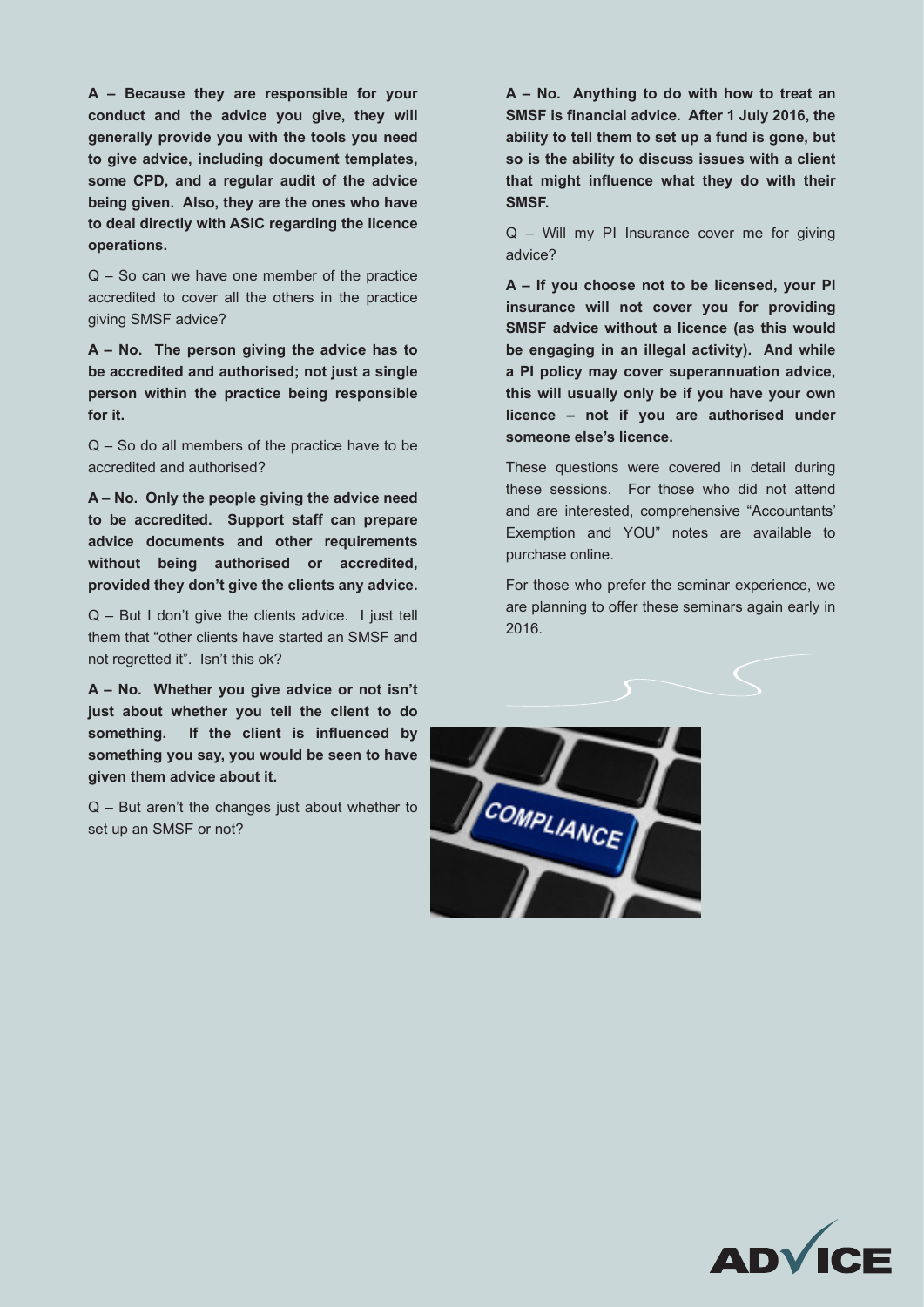**A – Because they are responsible for your conduct and the advice you give, they will generally provide you with the tools you need to give advice, including document templates, some CPD, and a regular audit of the advice being given. Also, they are the ones who have to deal directly with ASIC regarding the licence operations.**

Q – So can we have one member of the practice accredited to cover all the others in the practice giving SMSF advice?

**A – No. The person giving the advice has to be accredited and authorised; not just a single person within the practice being responsible for it.**

Q – So do all members of the practice have to be accredited and authorised?

**A – No. Only the people giving the advice need to be accredited. Support staff can prepare advice documents and other requirements without being authorised or accredited, provided they don't give the clients any advice.**

Q – But I don't give the clients advice. I just tell them that "other clients have started an SMSF and not regretted it". Isn't this ok?

**A – No. Whether you give advice or not isn't just about whether you tell the client to do something. If the client is influenced by something you say, you would be seen to have given them advice about it.**

Q – But aren't the changes just about whether to set up an SMSF or not?

**A – No. Anything to do with how to treat an SMSF is financial advice. After 1 July 2016, the ability to tell them to set up a fund is gone, but so is the ability to discuss issues with a client that might influence what they do with their SMSF.**

Q – Will my PI Insurance cover me for giving advice?

**A – If you choose not to be licensed, your PI insurance will not cover you for providing SMSF advice without a licence (as this would be engaging in an illegal activity). And while a PI policy may cover superannuation advice, this will usually only be if you have your own licence – not if you are authorised under someone else's licence.**

These questions were covered in detail during these sessions. For those who did not attend and are interested, comprehensive "Accountants' Exemption and YOU" notes are available to purchase online.

For those who prefer the seminar experience, we are planning to offer these seminars again early in 2016.